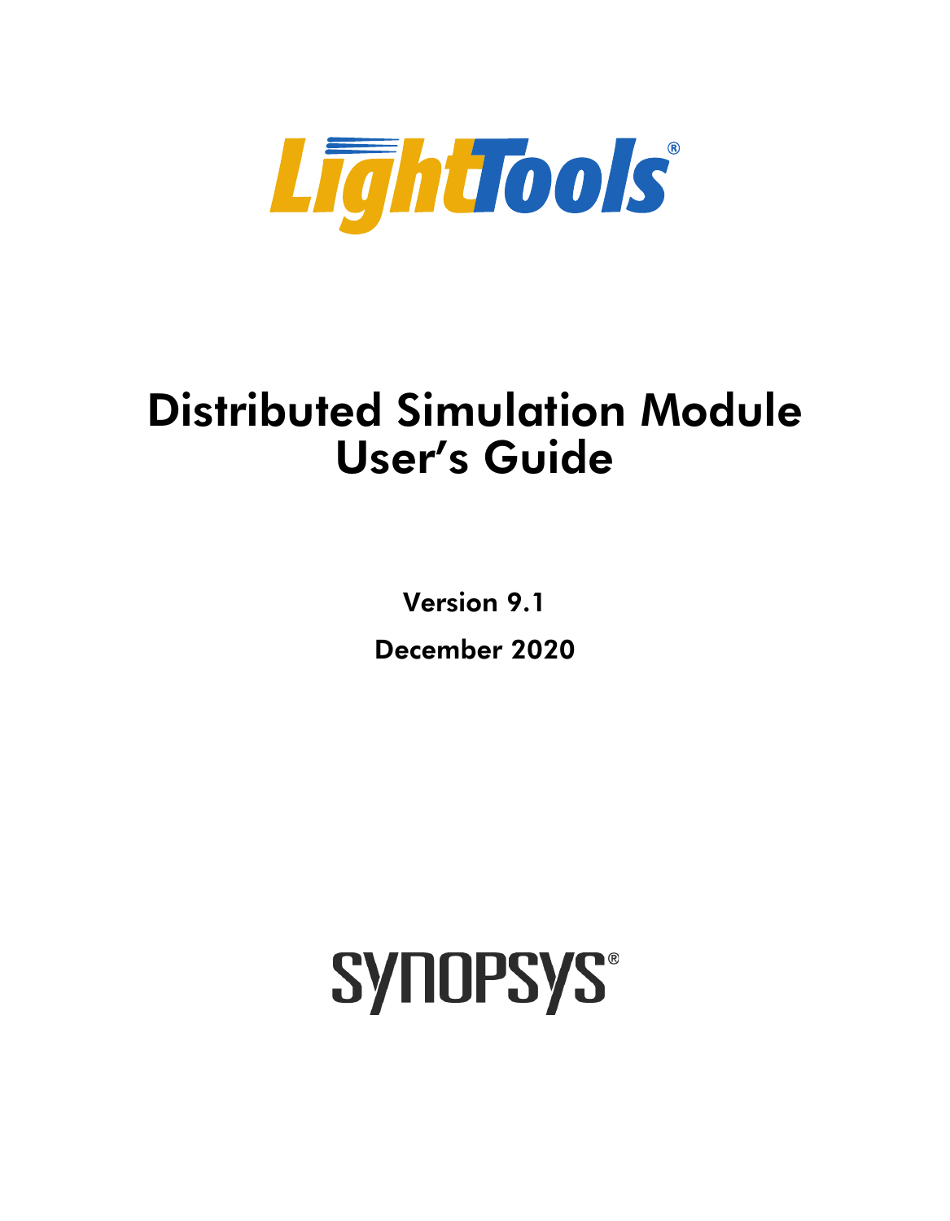LightTools®

# Distributed Simulation Module User's Guide

**Version 9.1**

**December 2020**

SYNOPSYS®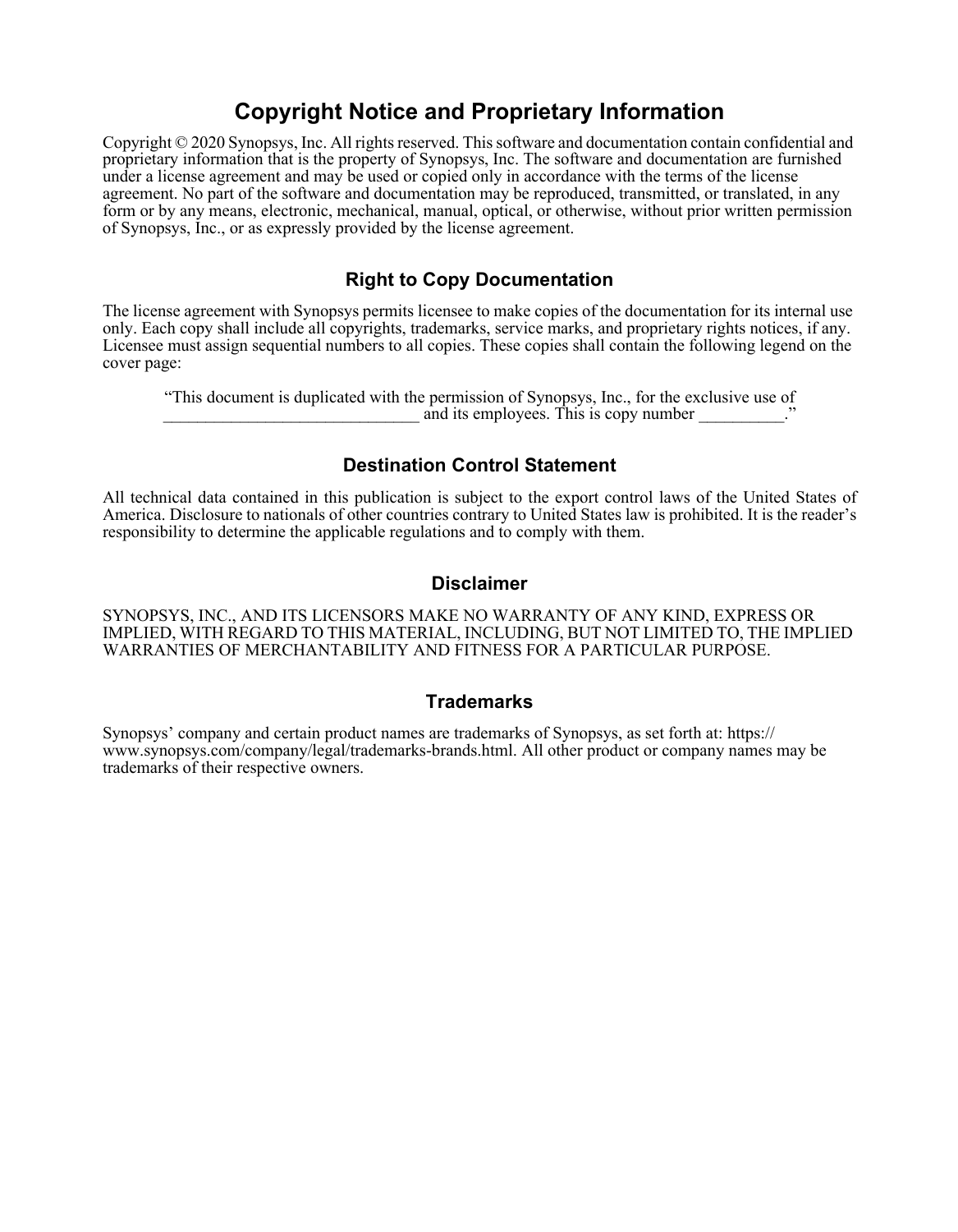# Copyright Notice and Proprietary Information

Copyright © 2020 Synopsys, Inc. All rights reserved. This software and documentation contain confidential and proprietary information that is the property of Synopsys, Inc. The software and documentation are furnished under a license agreement and may be used or copied only in accordance with the terms of the license agreement. No part of the software and documentation may be reproduced, transmitted, or translated, in any form or by any means, electronic, mechanical, manual, optical, or otherwise, without prior written permission of Synopsys, Inc., or as expressly provided by the license agreement.

## Right to Copy Documentation

The license agreement with Synopsys permits licensee to make copies of the documentation for its internal use only. Each copy shall include all copyrights, trademarks, service marks, and proprietary rights notices, if any. Licensee must assign sequential numbers to all copies. These copies shall contain the following legend on the cover page:

> "This document is duplicated with the permission of Synopsys, Inc., for the exclusive use of ______________________________ and its employees. This is copy number __________."

## Destination Control Statement

All technical data contained in this publication is subject to the export control laws of the United States of America. Disclosure to nationals of other countries contrary to United States law is prohibited. It is the reader's responsibility to determine the applicable regulations and to comply with them.

## Disclaimer

SYNOPSYS, INC., AND ITS LICENSORS MAKE NO WARRANTY OF ANY KIND, EXPRESS OR IMPLIED, WITH REGARD TO THIS MATERIAL, INCLUDING, BUT NOT LIMITED TO, THE IMPLIED WARRANTIES OF MERCHANTABILITY AND FITNESS FOR A PARTICULAR PURPOSE.

## Trademarks

Synopsys' company and certain product names are trademarks of Synopsys, as set forth at: https://www.synopsys.com/company/legal/trademarks-brands.html. All other product or company names may be trademarks of their respective owners.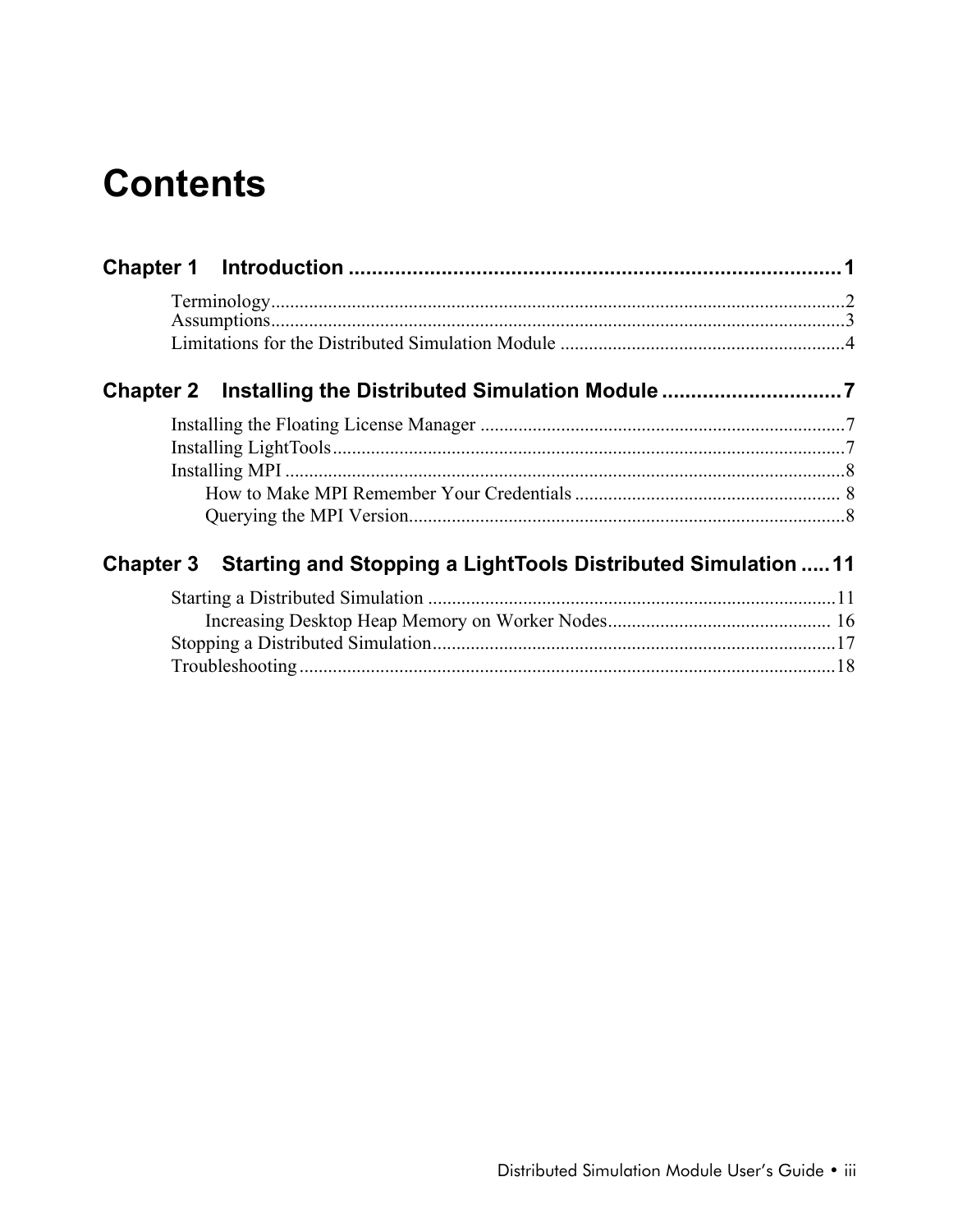# Contents

**Chapter 1 Introduction ........................................................................ 1**

Terminology........................................................................................................... 2
Assumptions........................................................................................................... 3
Limitations for the Distributed Simulation Module ............................................ 4

**Chapter 2 Installing the Distributed Simulation Module .............................. 7**

Installing the Floating License Manager ............................................................. 7
Installing LightTools............................................................................................. 7
Installing MPI ........................................................................................................ 8
  How to Make MPI Remember Your Credentials ............................................ 8
  Querying the MPI Version............................................................................. 8

**Chapter 3 Starting and Stopping a LightTools Distributed Simulation ..... 11**

Starting a Distributed Simulation ...................................................................... 11
  Increasing Desktop Heap Memory on Worker Nodes................................ 16
Stopping a Distributed Simulation.................................................................... 17
Troubleshooting .................................................................................................. 18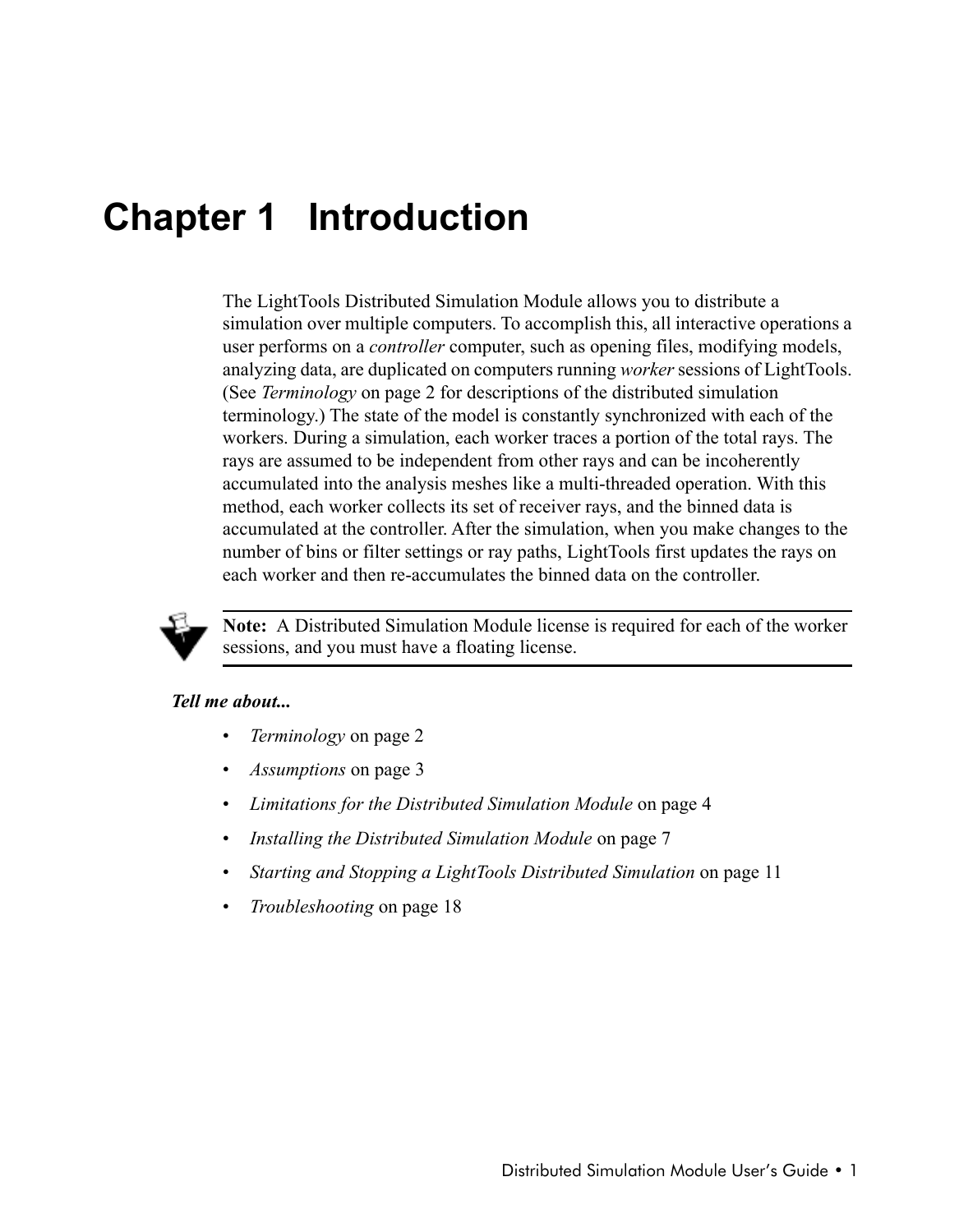# Chapter 1 Introduction

The LightTools Distributed Simulation Module allows you to distribute a simulation over multiple computers. To accomplish this, all interactive operations a user performs on a *controller* computer, such as opening files, modifying models, analyzing data, are duplicated on computers running *worker* sessions of LightTools. (See *Terminology* on page 2 for descriptions of the distributed simulation terminology.) The state of the model is constantly synchronized with each of the workers. During a simulation, each worker traces a portion of the total rays. The rays are assumed to be independent from other rays and can be incoherently accumulated into the analysis meshes like a multi-threaded operation. With this method, each worker collects its set of receiver rays, and the binned data is accumulated at the controller. After the simulation, when you make changes to the number of bins or filter settings or ray paths, LightTools first updates the rays on each worker and then re-accumulates the binned data on the controller.

**Note:** A Distributed Simulation Module license is required for each of the worker sessions, and you must have a floating license.

***Tell me about...***

- *Terminology* on page 2
- *Assumptions* on page 3
- *Limitations for the Distributed Simulation Module* on page 4
- *Installing the Distributed Simulation Module* on page 7
- *Starting and Stopping a LightTools Distributed Simulation* on page 11
- *Troubleshooting* on page 18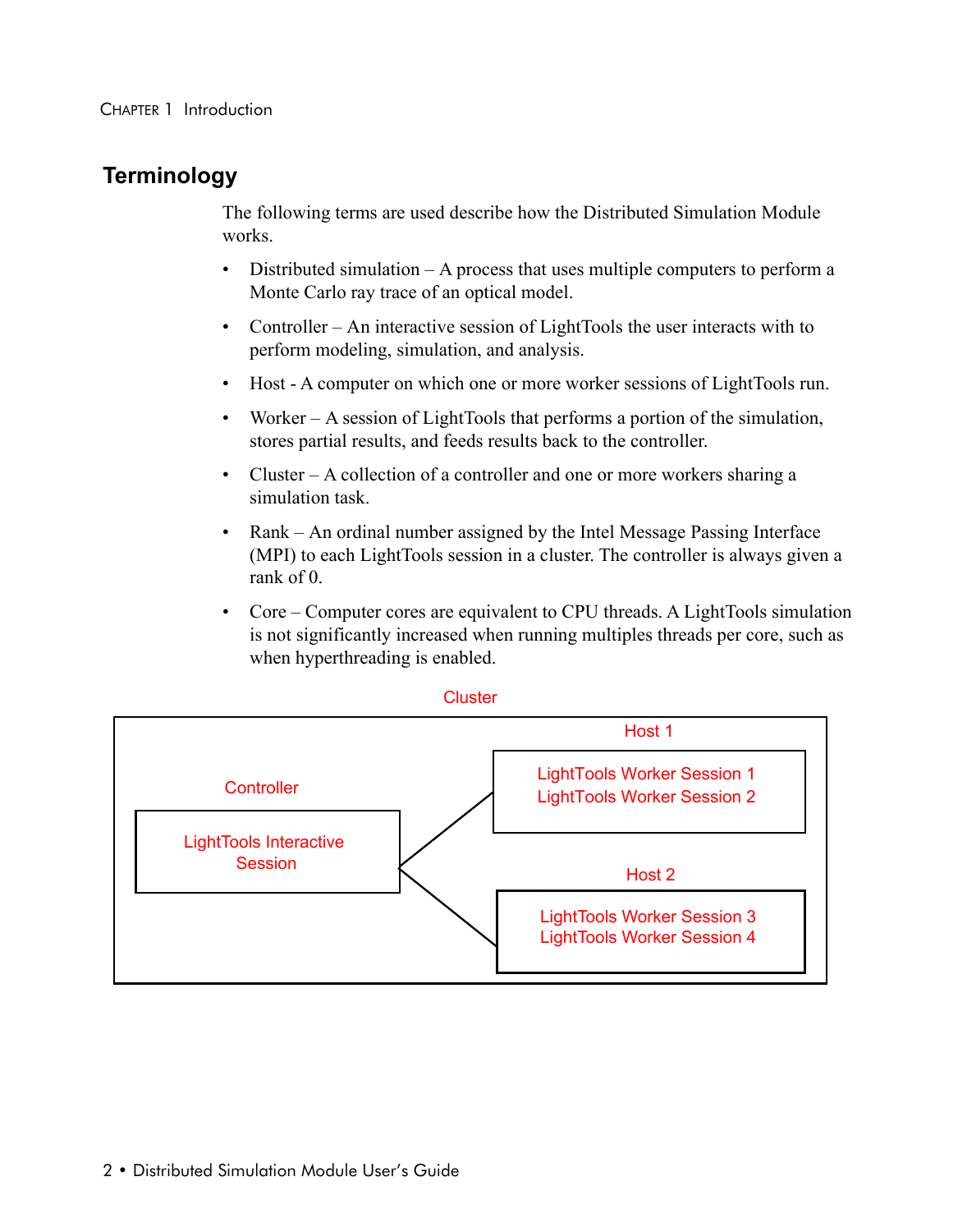## Terminology

The following terms are used describe how the Distributed Simulation Module works.

- Distributed simulation – A process that uses multiple computers to perform a Monte Carlo ray trace of an optical model.
- Controller – An interactive session of LightTools the user interacts with to perform modeling, simulation, and analysis.
- Host - A computer on which one or more worker sessions of LightTools run.
- Worker – A session of LightTools that performs a portion of the simulation, stores partial results, and feeds results back to the controller.
- Cluster – A collection of a controller and one or more workers sharing a simulation task.
- Rank – An ordinal number assigned by the Intel Message Passing Interface (MPI) to each LightTools session in a cluster. The controller is always given a rank of 0.
- Core – Computer cores are equivalent to CPU threads. A LightTools simulation is not significantly increased when running multiples threads per core, such as when hyperthreading is enabled.

Cluster

Controller

LightTools Interactive Session

Host 1

LightTools Worker Session 1
LightTools Worker Session 2

Host 2

LightTools Worker Session 3
LightTools Worker Session 4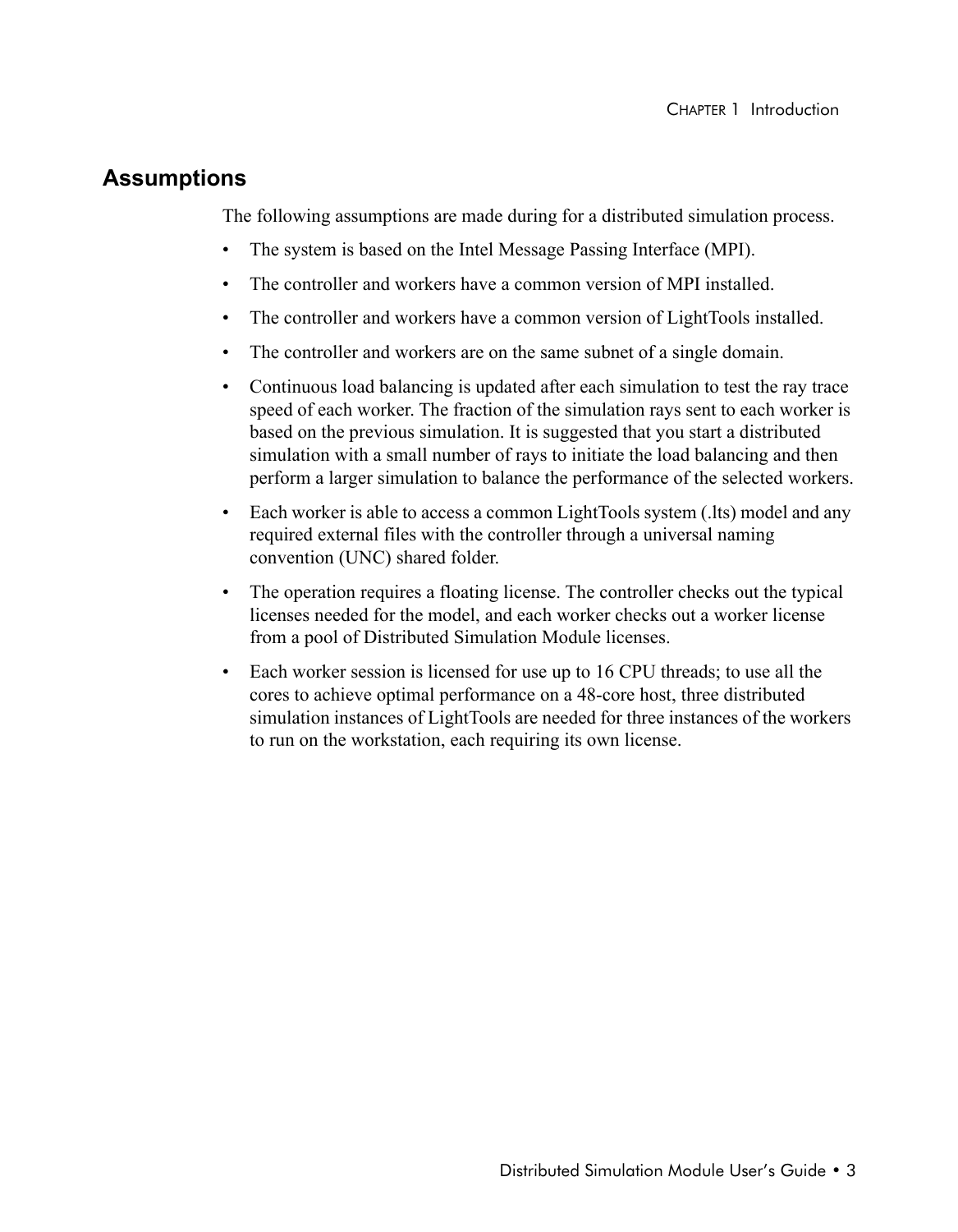## Assumptions

The following assumptions are made during for a distributed simulation process.

- The system is based on the Intel Message Passing Interface (MPI).
- The controller and workers have a common version of MPI installed.
- The controller and workers have a common version of LightTools installed.
- The controller and workers are on the same subnet of a single domain.
- Continuous load balancing is updated after each simulation to test the ray trace speed of each worker. The fraction of the simulation rays sent to each worker is based on the previous simulation. It is suggested that you start a distributed simulation with a small number of rays to initiate the load balancing and then perform a larger simulation to balance the performance of the selected workers.
- Each worker is able to access a common LightTools system (.lts) model and any required external files with the controller through a universal naming convention (UNC) shared folder.
- The operation requires a floating license. The controller checks out the typical licenses needed for the model, and each worker checks out a worker license from a pool of Distributed Simulation Module licenses.
- Each worker session is licensed for use up to 16 CPU threads; to use all the cores to achieve optimal performance on a 48-core host, three distributed simulation instances of LightTools are needed for three instances of the workers to run on the workstation, each requiring its own license.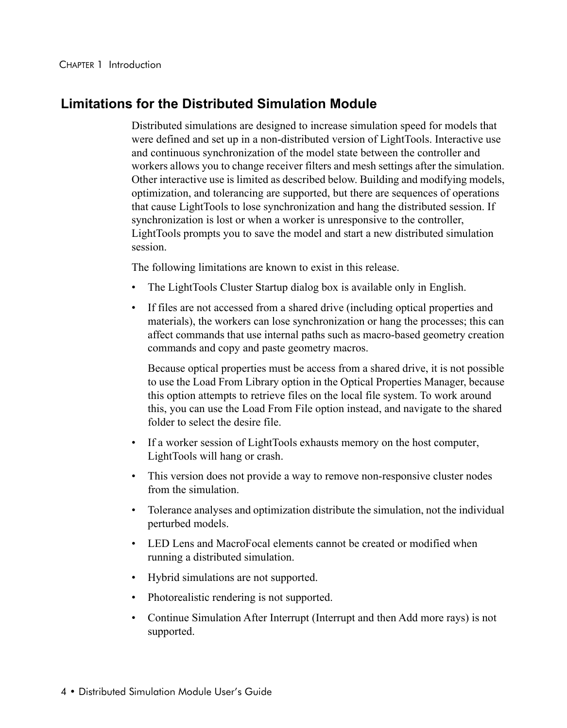## Limitations for the Distributed Simulation Module

Distributed simulations are designed to increase simulation speed for models that were defined and set up in a non-distributed version of LightTools. Interactive use and continuous synchronization of the model state between the controller and workers allows you to change receiver filters and mesh settings after the simulation. Other interactive use is limited as described below. Building and modifying models, optimization, and tolerancing are supported, but there are sequences of operations that cause LightTools to lose synchronization and hang the distributed session. If synchronization is lost or when a worker is unresponsive to the controller, LightTools prompts you to save the model and start a new distributed simulation session.

The following limitations are known to exist in this release.

- The LightTools Cluster Startup dialog box is available only in English.
- If files are not accessed from a shared drive (including optical properties and materials), the workers can lose synchronization or hang the processes; this can affect commands that use internal paths such as macro-based geometry creation commands and copy and paste geometry macros.

  Because optical properties must be access from a shared drive, it is not possible to use the Load From Library option in the Optical Properties Manager, because this option attempts to retrieve files on the local file system. To work around this, you can use the Load From File option instead, and navigate to the shared folder to select the desire file.
- If a worker session of LightTools exhausts memory on the host computer, LightTools will hang or crash.
- This version does not provide a way to remove non-responsive cluster nodes from the simulation.
- Tolerance analyses and optimization distribute the simulation, not the individual perturbed models.
- LED Lens and MacroFocal elements cannot be created or modified when running a distributed simulation.
- Hybrid simulations are not supported.
- Photorealistic rendering is not supported.
- Continue Simulation After Interrupt (Interrupt and then Add more rays) is not supported.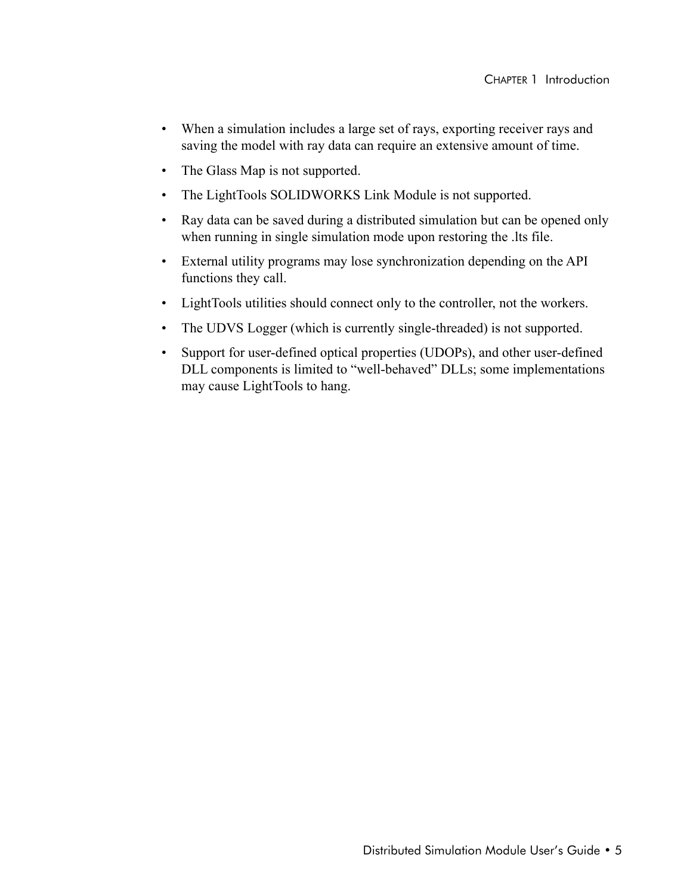- When a simulation includes a large set of rays, exporting receiver rays and saving the model with ray data can require an extensive amount of time.
- The Glass Map is not supported.
- The LightTools SOLIDWORKS Link Module is not supported.
- Ray data can be saved during a distributed simulation but can be opened only when running in single simulation mode upon restoring the .lts file.
- External utility programs may lose synchronization depending on the API functions they call.
- LightTools utilities should connect only to the controller, not the workers.
- The UDVS Logger (which is currently single-threaded) is not supported.
- Support for user-defined optical properties (UDOPs), and other user-defined DLL components is limited to "well-behaved" DLLs; some implementations may cause LightTools to hang.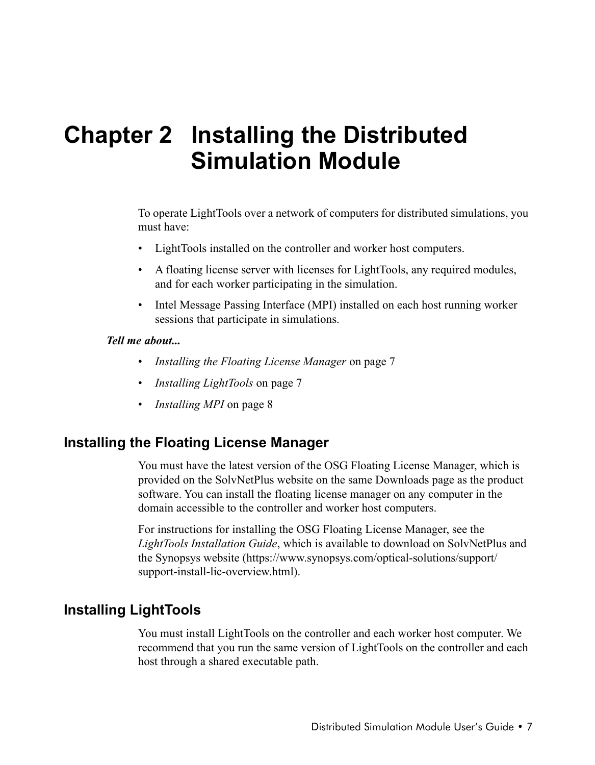# Chapter 2 Installing the Distributed Simulation Module

To operate LightTools over a network of computers for distributed simulations, you must have:

- LightTools installed on the controller and worker host computers.
- A floating license server with licenses for LightTools, any required modules, and for each worker participating in the simulation.
- Intel Message Passing Interface (MPI) installed on each host running worker sessions that participate in simulations.

***Tell me about...***

- *Installing the Floating License Manager* on page 7
- *Installing LightTools* on page 7
- *Installing MPI* on page 8

## Installing the Floating License Manager

You must have the latest version of the OSG Floating License Manager, which is provided on the SolvNetPlus website on the same Downloads page as the product software. You can install the floating license manager on any computer in the domain accessible to the controller and worker host computers.

For instructions for installing the OSG Floating License Manager, see the *LightTools Installation Guide*, which is available to download on SolvNetPlus and the Synopsys website (https://www.synopsys.com/optical-solutions/support/support-install-lic-overview.html).

## Installing LightTools

You must install LightTools on the controller and each worker host computer. We recommend that you run the same version of LightTools on the controller and each host through a shared executable path.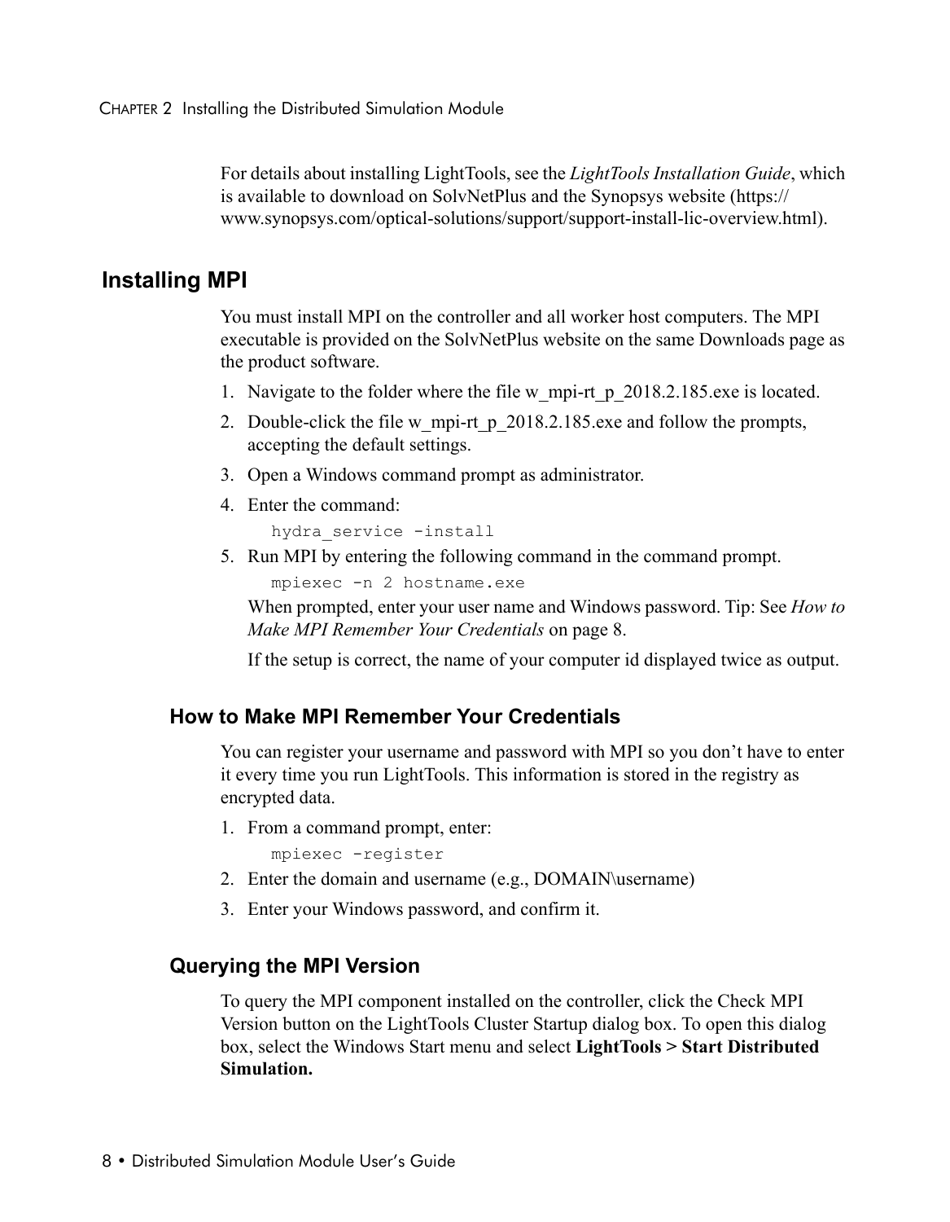For details about installing LightTools, see the *LightTools Installation Guide*, which is available to download on SolvNetPlus and the Synopsys website (https://www.synopsys.com/optical-solutions/support/support-install-lic-overview.html).

## Installing MPI

You must install MPI on the controller and all worker host computers. The MPI executable is provided on the SolvNetPlus website on the same Downloads page as the product software.

1. Navigate to the folder where the file w_mpi-rt_p_2018.2.185.exe is located.
2. Double-click the file w_mpi-rt_p_2018.2.185.exe and follow the prompts, accepting the default settings.
3. Open a Windows command prompt as administrator.
4. Enter the command:

   ```
   hydra_service -install
   ```

5. Run MPI by entering the following command in the command prompt.

   ```
   mpiexec -n 2 hostname.exe
   ```

   When prompted, enter your user name and Windows password. Tip: See *How to Make MPI Remember Your Credentials* on page 8.

   If the setup is correct, the name of your computer id displayed twice as output.

### How to Make MPI Remember Your Credentials

You can register your username and password with MPI so you don't have to enter it every time you run LightTools. This information is stored in the registry as encrypted data.

1. From a command prompt, enter:

   ```
   mpiexec -register
   ```

2. Enter the domain and username (e.g., DOMAIN\username)
3. Enter your Windows password, and confirm it.

### Querying the MPI Version

To query the MPI component installed on the controller, click the Check MPI Version button on the LightTools Cluster Startup dialog box. To open this dialog box, select the Windows Start menu and select **LightTools > Start Distributed Simulation.**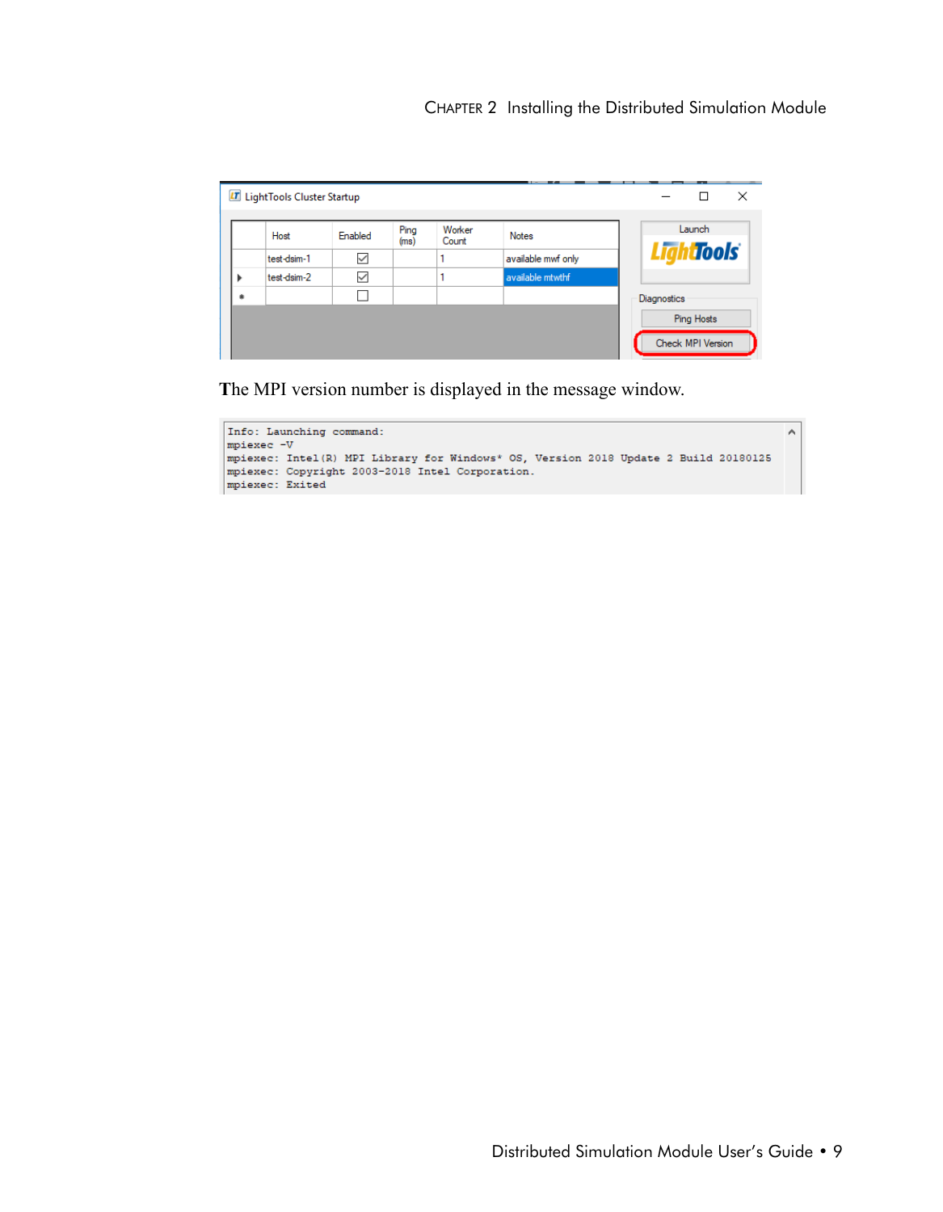The MPI version number is displayed in the message window.

```
Info: Launching command:
mpiexec -V
mpiexec: Intel(R) MPI Library for Windows* OS, Version 2018 Update 2 Build 20180125
mpiexec: Copyright 2003-2018 Intel Corporation.
mpiexec: Exited
```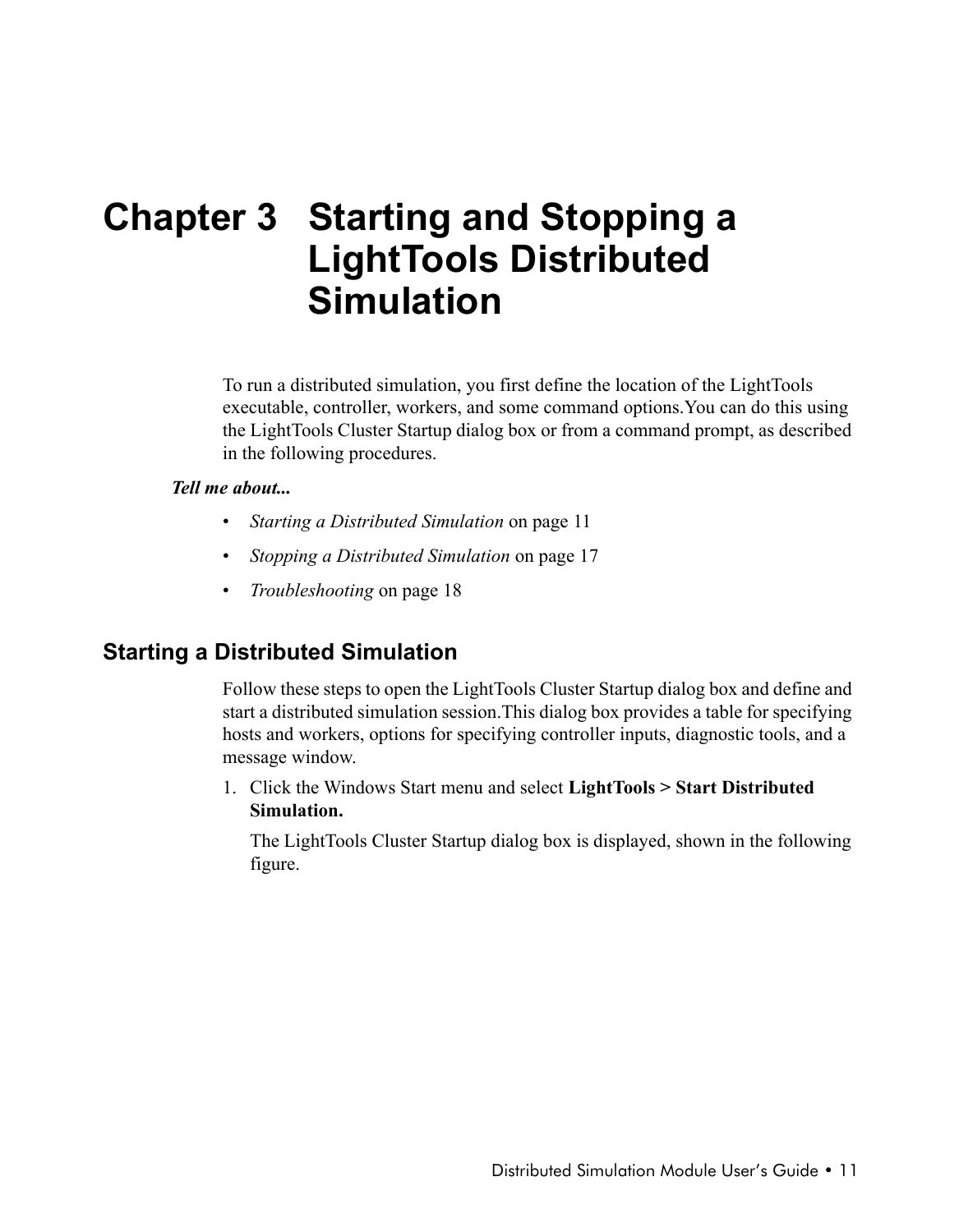# Chapter 3 Starting and Stopping a LightTools Distributed Simulation

To run a distributed simulation, you first define the location of the LightTools executable, controller, workers, and some command options.You can do this using the LightTools Cluster Startup dialog box or from a command prompt, as described in the following procedures.

***Tell me about...***

- *Starting a Distributed Simulation* on page 11
- *Stopping a Distributed Simulation* on page 17
- *Troubleshooting* on page 18

## Starting a Distributed Simulation

Follow these steps to open the LightTools Cluster Startup dialog box and define and start a distributed simulation session.This dialog box provides a table for specifying hosts and workers, options for specifying controller inputs, diagnostic tools, and a message window.

1. Click the Windows Start menu and select **LightTools > Start Distributed Simulation.**

   The LightTools Cluster Startup dialog box is displayed, shown in the following figure.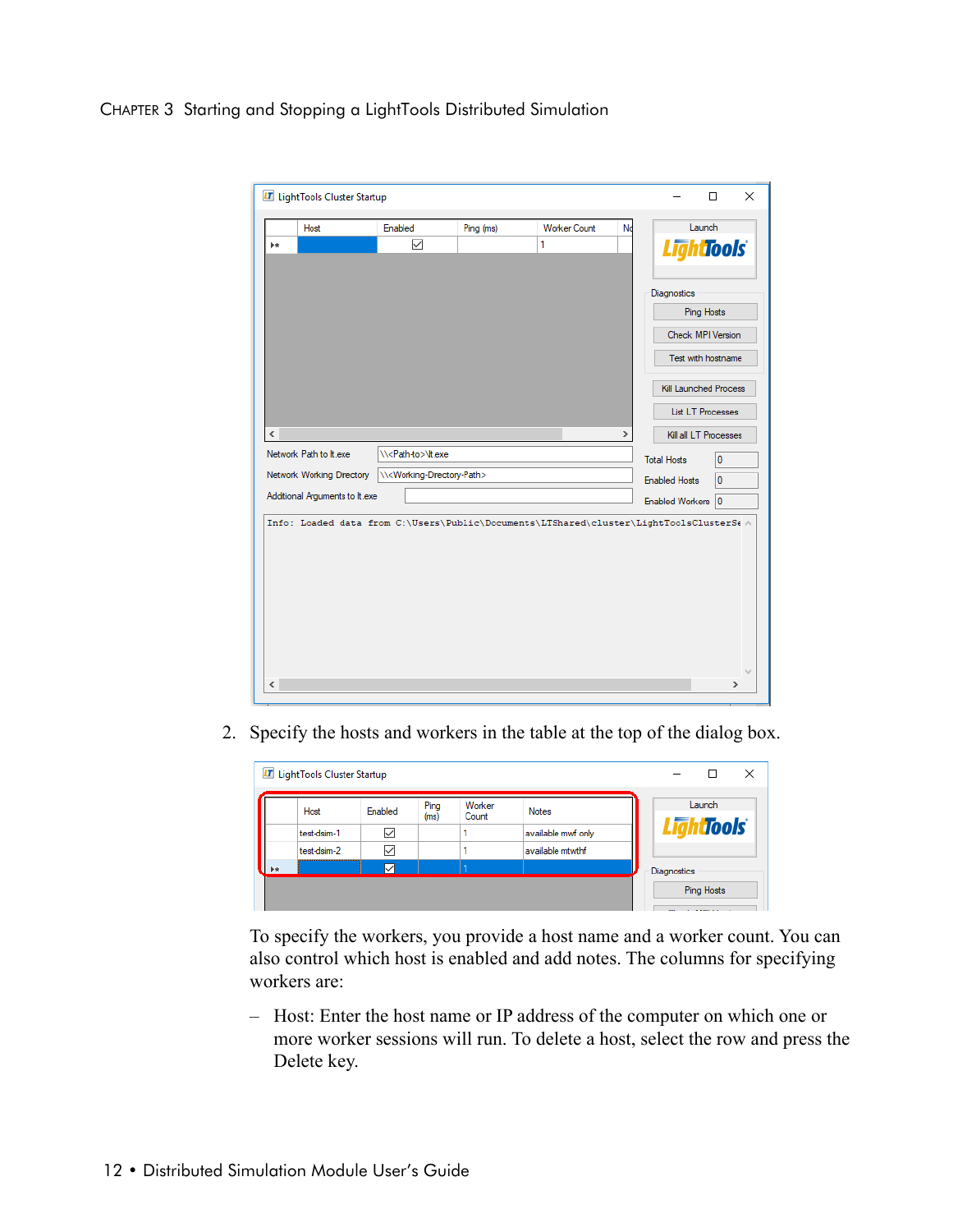2. Specify the hosts and workers in the table at the top of the dialog box.

To specify the workers, you provide a host name and a worker count. You can also control which host is enabled and add notes. The columns for specifying workers are:

– Host: Enter the host name or IP address of the computer on which one or more worker sessions will run. To delete a host, select the row and press the Delete key.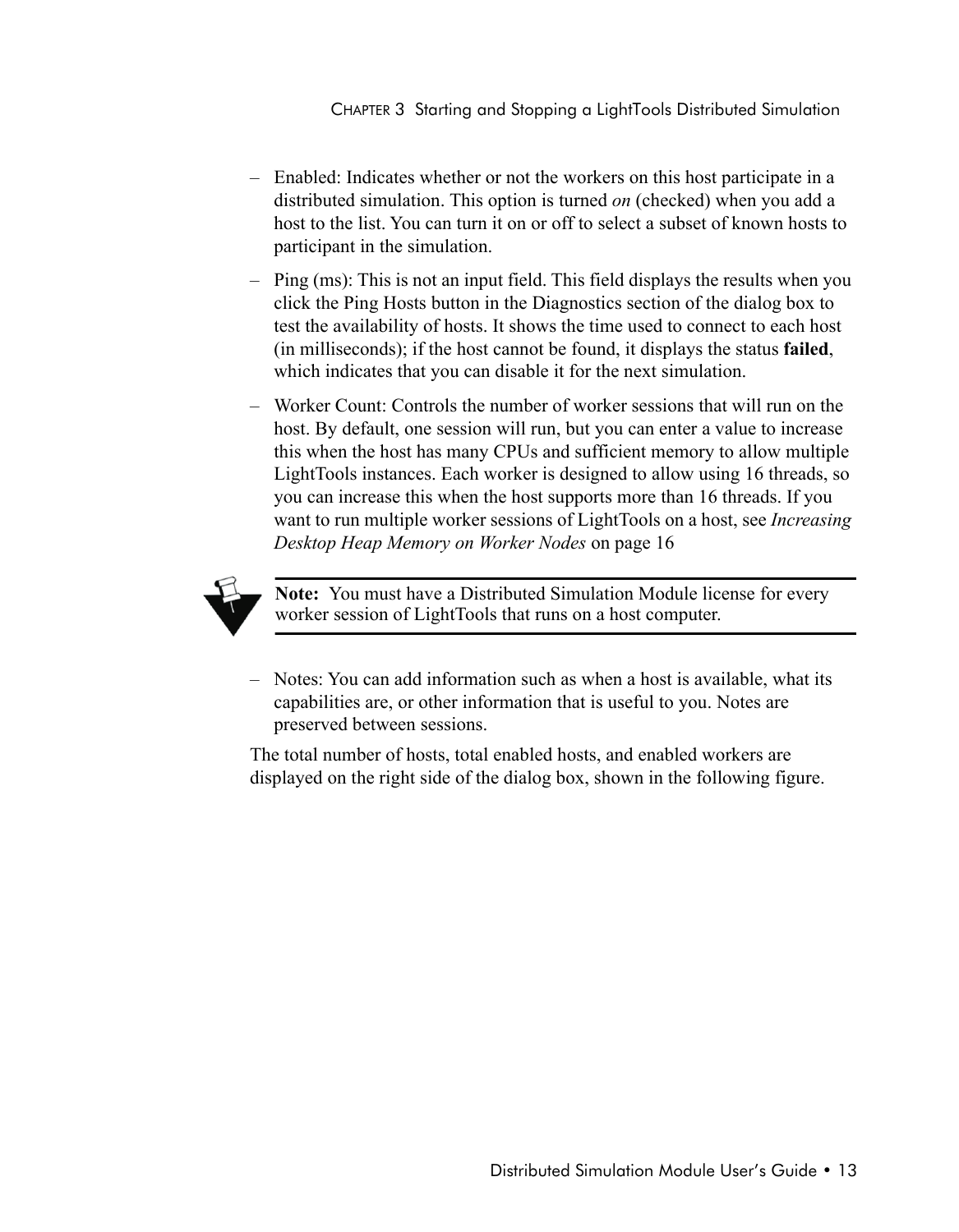- Enabled: Indicates whether or not the workers on this host participate in a distributed simulation. This option is turned *on* (checked) when you add a host to the list. You can turn it on or off to select a subset of known hosts to participant in the simulation.
- Ping (ms): This is not an input field. This field displays the results when you click the Ping Hosts button in the Diagnostics section of the dialog box to test the availability of hosts. It shows the time used to connect to each host (in milliseconds); if the host cannot be found, it displays the status **failed**, which indicates that you can disable it for the next simulation.
- Worker Count: Controls the number of worker sessions that will run on the host. By default, one session will run, but you can enter a value to increase this when the host has many CPUs and sufficient memory to allow multiple LightTools instances. Each worker is designed to allow using 16 threads, so you can increase this when the host supports more than 16 threads. If you want to run multiple worker sessions of LightTools on a host, see *Increasing Desktop Heap Memory on Worker Nodes* on page 16

> **Note:** You must have a Distributed Simulation Module license for every worker session of LightTools that runs on a host computer.

- Notes: You can add information such as when a host is available, what its capabilities are, or other information that is useful to you. Notes are preserved between sessions.

The total number of hosts, total enabled hosts, and enabled workers are displayed on the right side of the dialog box, shown in the following figure.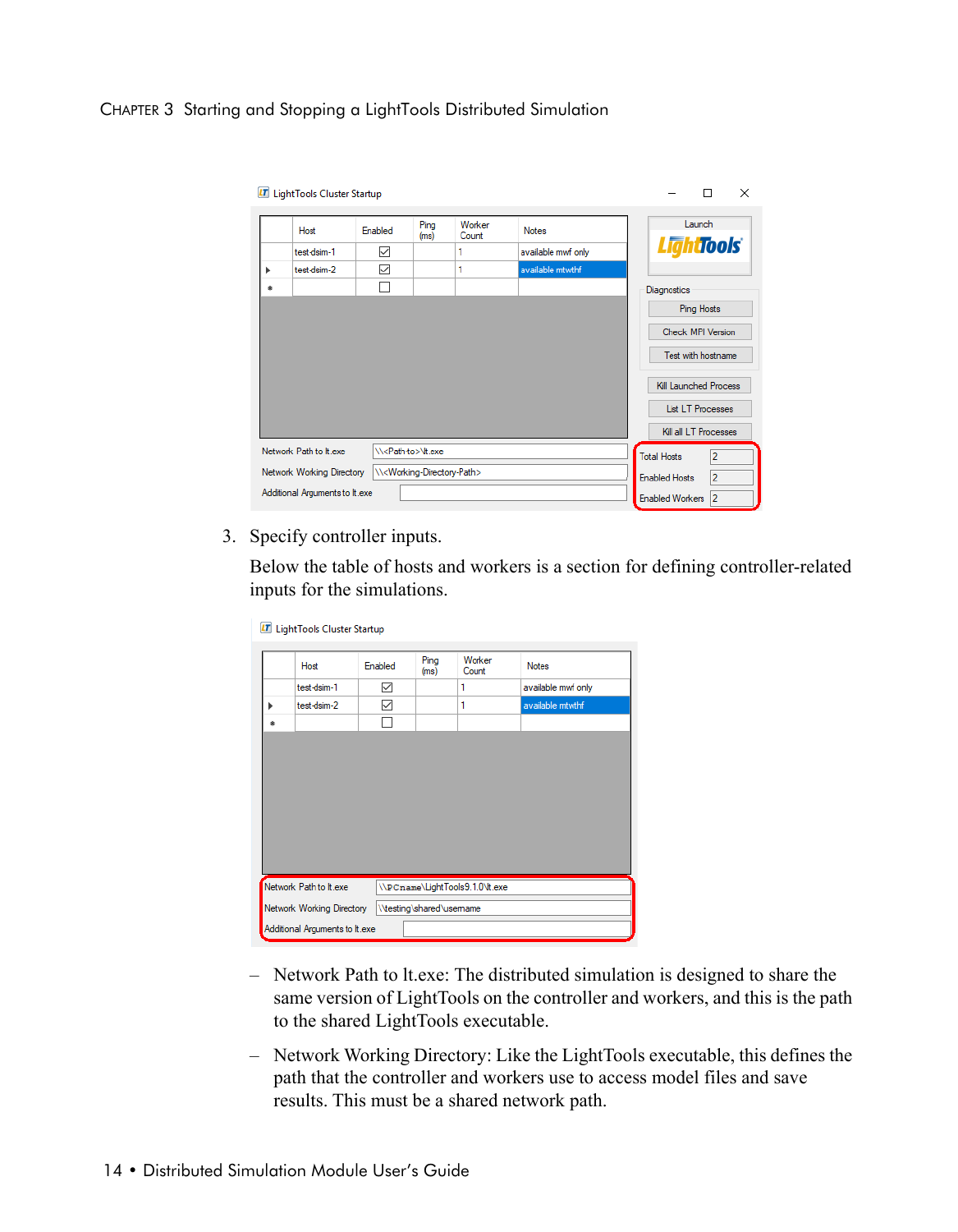3. Specify controller inputs.

   Below the table of hosts and workers is a section for defining controller-related inputs for the simulations.

   – Network Path to lt.exe: The distributed simulation is designed to share the same version of LightTools on the controller and workers, and this is the path to the shared LightTools executable.

   – Network Working Directory: Like the LightTools executable, this defines the path that the controller and workers use to access model files and save results. This must be a shared network path.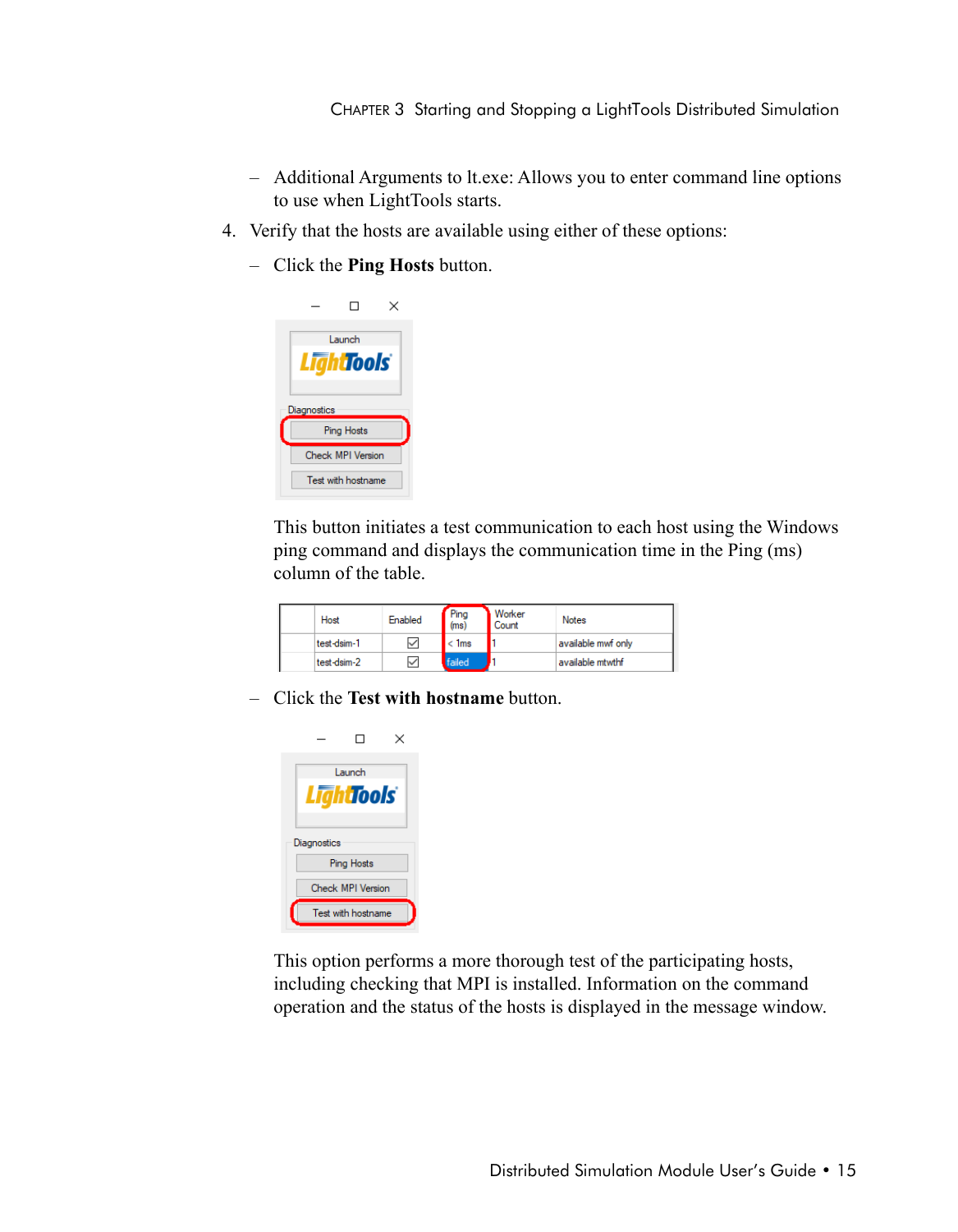– Additional Arguments to lt.exe: Allows you to enter command line options to use when LightTools starts.

4. Verify that the hosts are available using either of these options:

   – Click the **Ping Hosts** button.

   This button initiates a test communication to each host using the Windows ping command and displays the communication time in the Ping (ms) column of the table.

   | | Host | Enabled | Ping (ms) | Worker Count | Notes |
   |---|---|---|---|---|---|
   | | test-dsim-1 | ☑ | < 1ms | 1 | available mwf only |
   | | test-dsim-2 | ☑ | failed | 1 | available mtwthf |

   – Click the **Test with hostname** button.

   This option performs a more thorough test of the participating hosts, including checking that MPI is installed. Information on the command operation and the status of the hosts is displayed in the message window.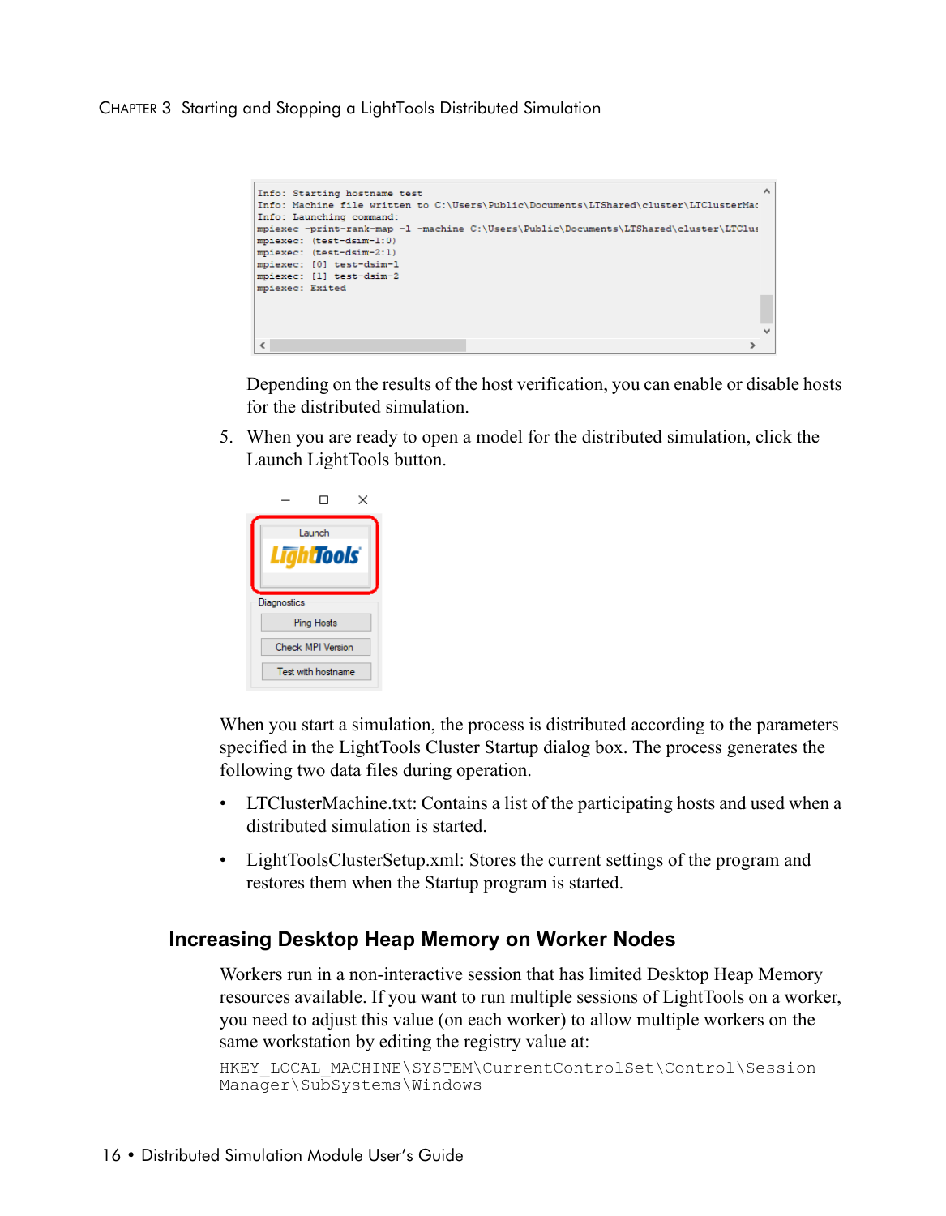Depending on the results of the host verification, you can enable or disable hosts for the distributed simulation.

5. When you are ready to open a model for the distributed simulation, click the Launch LightTools button.

When you start a simulation, the process is distributed according to the parameters specified in the LightTools Cluster Startup dialog box. The process generates the following two data files during operation.

- LTClusterMachine.txt: Contains a list of the participating hosts and used when a distributed simulation is started.
- LightToolsClusterSetup.xml: Stores the current settings of the program and restores them when the Startup program is started.

## Increasing Desktop Heap Memory on Worker Nodes

Workers run in a non-interactive session that has limited Desktop Heap Memory resources available. If you want to run multiple sessions of LightTools on a worker, you need to adjust this value (on each worker) to allow multiple workers on the same workstation by editing the registry value at:

```
HKEY_LOCAL_MACHINE\SYSTEM\CurrentControlSet\Control\Session
Manager\SubSystems\Windows
```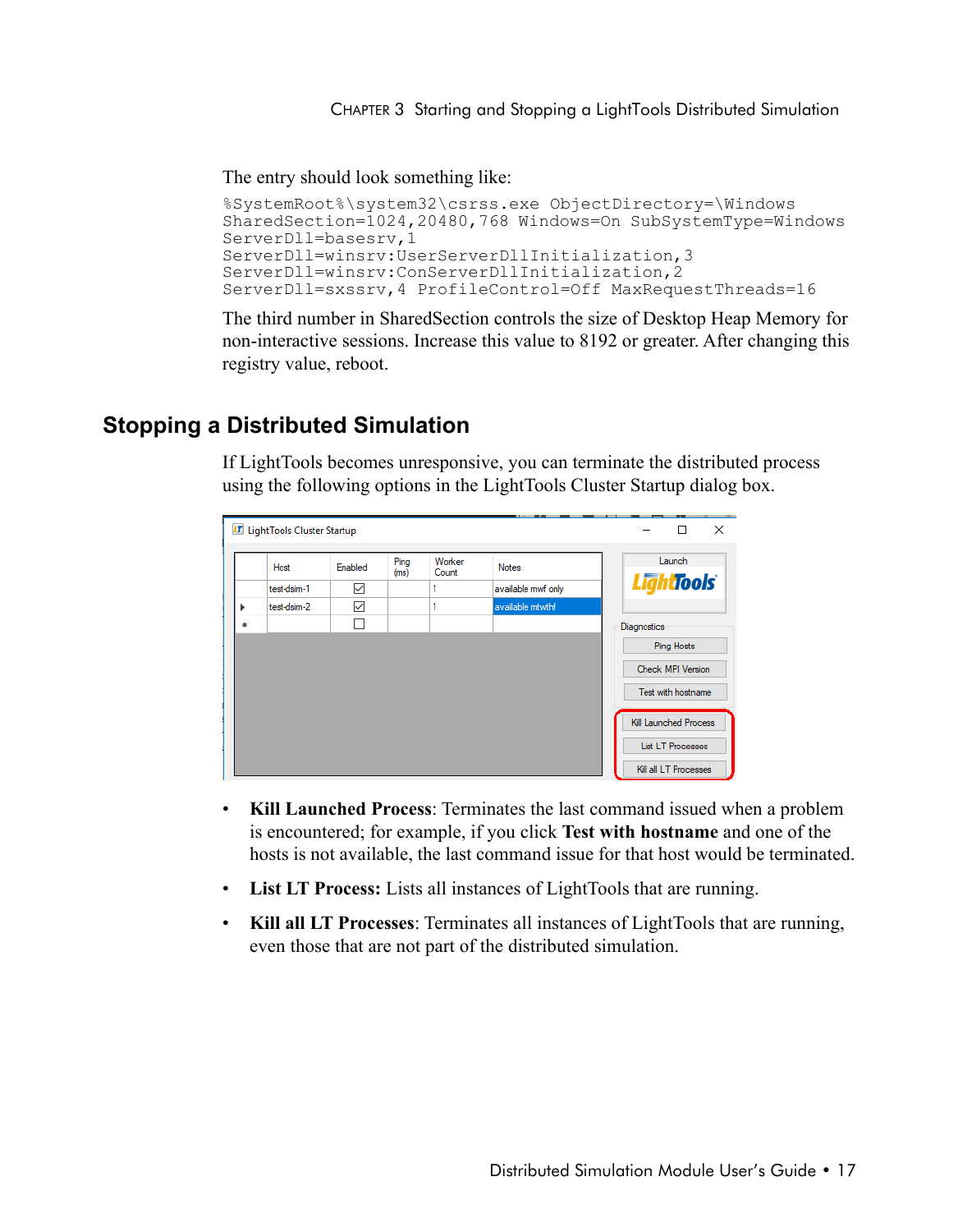The entry should look something like:

```
%SystemRoot%\system32\csrss.exe ObjectDirectory=\Windows
SharedSection=1024,20480,768 Windows=On SubSystemType=Windows
ServerDll=basesrv,1
ServerDll=winsrv:UserServerDllInitialization,3
ServerDll=winsrv:ConServerDllInitialization,2
ServerDll=sxssrv,4 ProfileControl=Off MaxRequestThreads=16
```

The third number in SharedSection controls the size of Desktop Heap Memory for non-interactive sessions. Increase this value to 8192 or greater. After changing this registry value, reboot.

## Stopping a Distributed Simulation

If LightTools becomes unresponsive, you can terminate the distributed process using the following options in the LightTools Cluster Startup dialog box.

- **Kill Launched Process**: Terminates the last command issued when a problem is encountered; for example, if you click **Test with hostname** and one of the hosts is not available, the last command issue for that host would be terminated.
- **List LT Process:** Lists all instances of LightTools that are running.
- **Kill all LT Processes**: Terminates all instances of LightTools that are running, even those that are not part of the distributed simulation.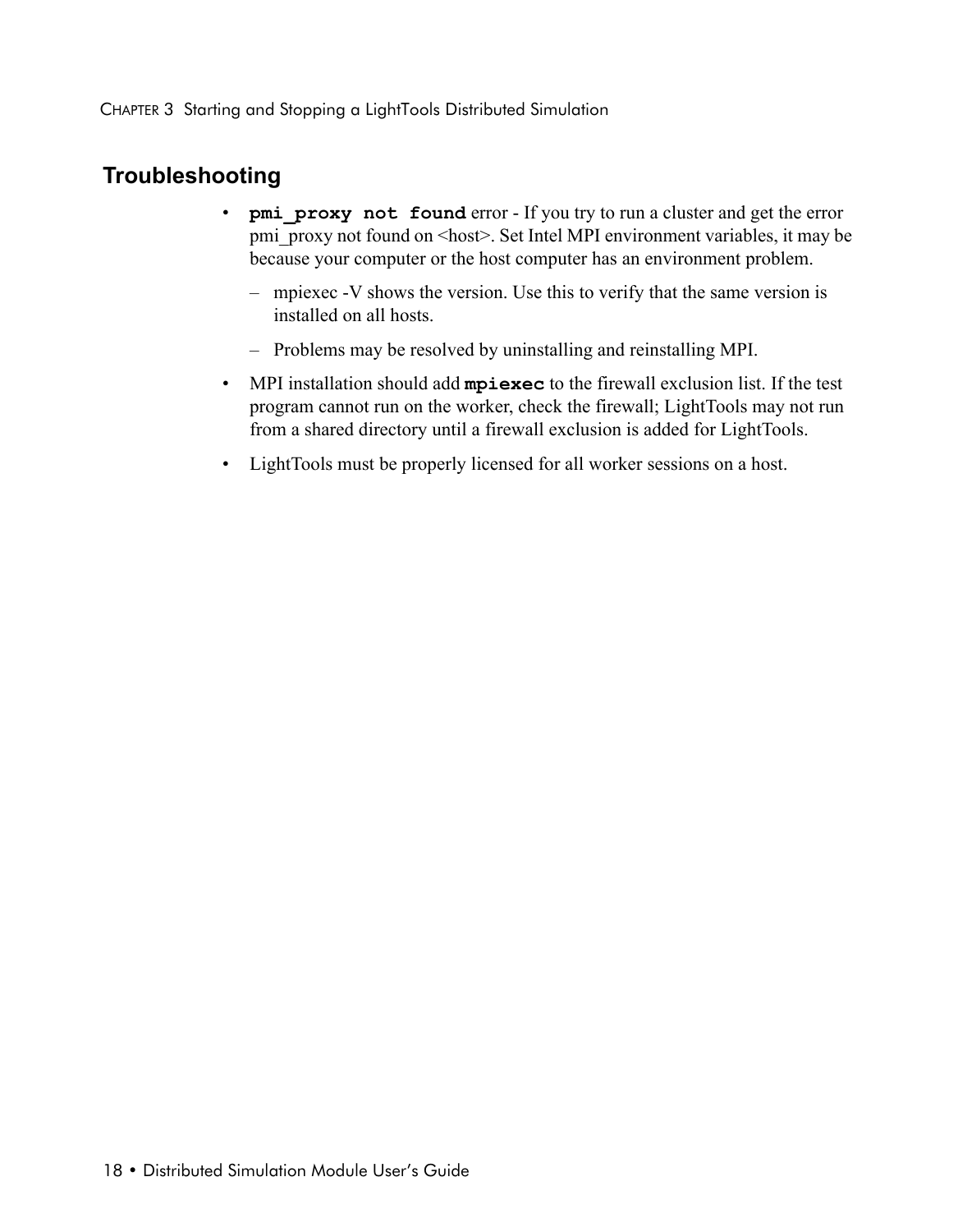## Troubleshooting

- **`pmi_proxy not found`** error - If you try to run a cluster and get the error pmi_proxy not found on <host>. Set Intel MPI environment variables, it may be because your computer or the host computer has an environment problem.
  - mpiexec -V shows the version. Use this to verify that the same version is installed on all hosts.
  - Problems may be resolved by uninstalling and reinstalling MPI.
- MPI installation should add **`mpiexec`** to the firewall exclusion list. If the test program cannot run on the worker, check the firewall; LightTools may not run from a shared directory until a firewall exclusion is added for LightTools.
- LightTools must be properly licensed for all worker sessions on a host.